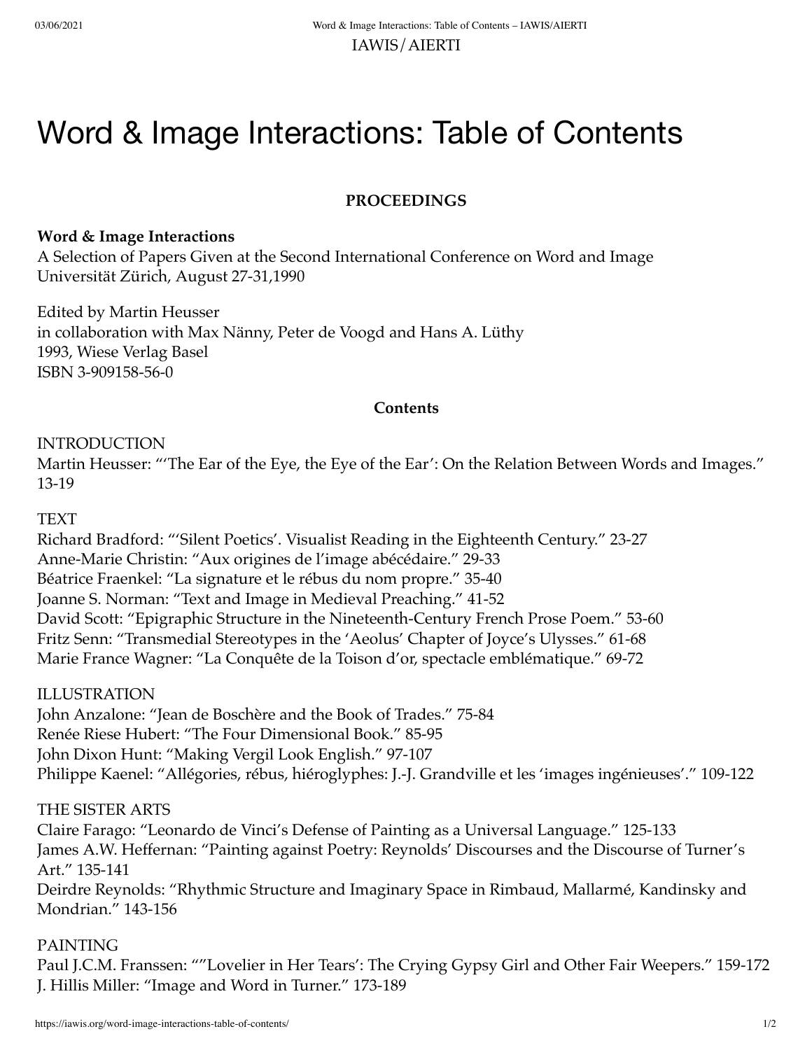IAWIS/AIERTI

# Word & Image Interactions: Table of Contents

**PROCEEDINGS**

**Word & Image Interactions**
A Selection of Papers Given at the Second International Conference on Word and Image
Universität Zürich, August 27-31,1990

Edited by Martin Heusser
in collaboration with Max Nänny, Peter de Voogd and Hans A. Lüthy
1993, Wiese Verlag Basel
ISBN 3-909158-56-0

**Contents**

INTRODUCTION
Martin Heusser: "'The Ear of the Eye, the Eye of the Ear': On the Relation Between Words and Images." 13-19

TEXT
Richard Bradford: "'Silent Poetics'. Visualist Reading in the Eighteenth Century." 23-27
Anne-Marie Christin: "Aux origines de l'image abécédaire." 29-33
Béatrice Fraenkel: "La signature et le rébus du nom propre." 35-40
Joanne S. Norman: "Text and Image in Medieval Preaching." 41-52
David Scott: "Epigraphic Structure in the Nineteenth-Century French Prose Poem." 53-60
Fritz Senn: "Transmedial Stereotypes in the 'Aeolus' Chapter of Joyce's Ulysses." 61-68
Marie France Wagner: "La Conquête de la Toison d'or, spectacle emblématique." 69-72

ILLUSTRATION
John Anzalone: "Jean de Boschère and the Book of Trades." 75-84
Renée Riese Hubert: "The Four Dimensional Book." 85-95
John Dixon Hunt: "Making Vergil Look English." 97-107
Philippe Kaenel: "Allégories, rébus, hiéroglyphes: J.-J. Grandville et les 'images ingénieuses'." 109-122

THE SISTER ARTS
Claire Farago: "Leonardo de Vinci's Defense of Painting as a Universal Language." 125-133
James A.W. Heffernan: "Painting against Poetry: Reynolds' Discourses and the Discourse of Turner's Art." 135-141
Deirdre Reynolds: "Rhythmic Structure and Imaginary Space in Rimbaud, Mallarmé, Kandinsky and Mondrian." 143-156

PAINTING
Paul J.C.M. Franssen: ""Lovelier in Her Tears': The Crying Gypsy Girl and Other Fair Weepers." 159-172
J. Hillis Miller: "Image and Word in Turner." 173-189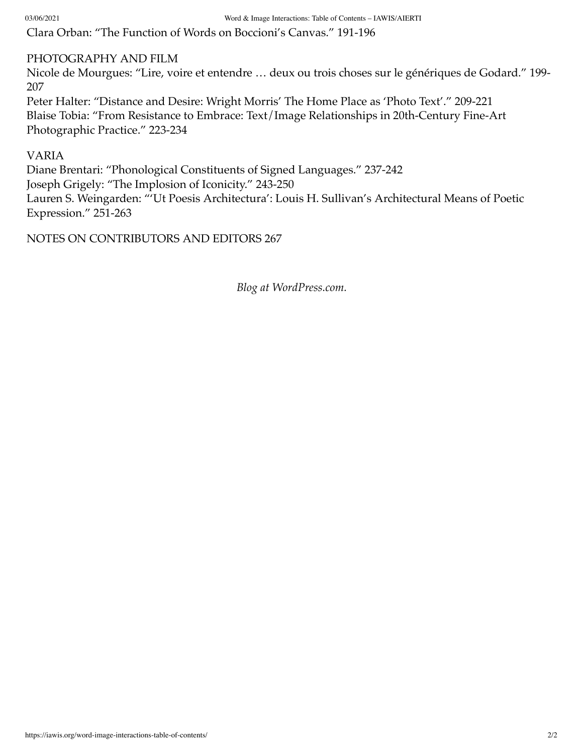Clara Orban: “The Function of Words on Boccioni’s Canvas.” 191-196

PHOTOGRAPHY AND FILM
Nicole de Mourgues: “Lire, voire et entendre … deux ou trois choses sur le génériques de Godard.” 199-207
Peter Halter: “Distance and Desire: Wright Morris’ The Home Place as ‘Photo Text’.” 209-221
Blaise Tobia: “From Resistance to Embrace: Text/Image Relationships in 20th-Century Fine-Art Photographic Practice.” 223-234

VARIA
Diane Brentari: “Phonological Constituents of Signed Languages.” 237-242
Joseph Grigely: “The Implosion of Iconicity.” 243-250
Lauren S. Weingarden: “‘Ut Poesis Architectura’: Louis H. Sullivan’s Architectural Means of Poetic Expression.” 251-263

NOTES ON CONTRIBUTORS AND EDITORS 267

*Blog at WordPress.com.*